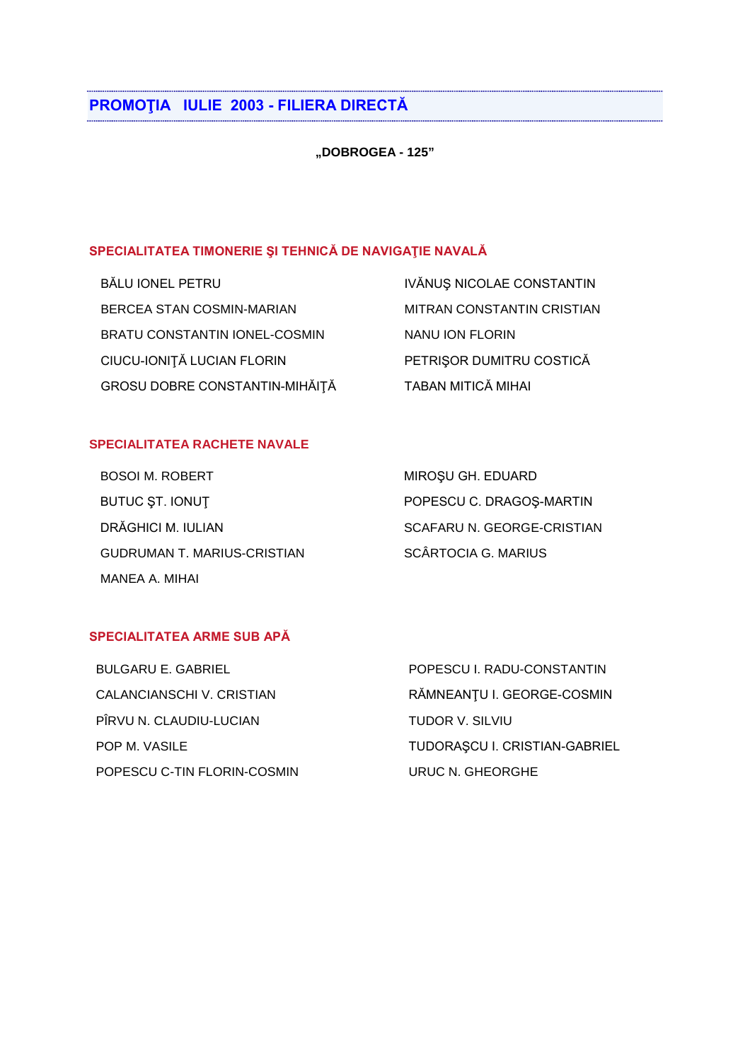## PROMOŢIA IULIE 2003 - FILIERA DIRECTĂ

**„DOBROGEA - 125"**

### SPECIALITATEA TIMONERIE ŞI TEHNICĂ DE NAVIGAŢIE NAVALĂ

BĂLU IONEL PETRU

BERCEA STAN COSMIN-MARIAN

BRATU CONSTANTIN IONEL-COSMIN

CIUCU-IONIŢĂ LUCIAN FLORIN

GROSU DOBRE CONSTANTIN-MIHĂIŢĂ

IVĂNUŞ NICOLAE CONSTANTIN

MITRAN CONSTANTIN CRISTIAN

NANU ION FLORIN

PETRIŞOR DUMITRU COSTICĂ

TABAN MITICĂ MIHAI

### SPECIALITATEA RACHETE NAVALE

BOSOI M. ROBERT

BUTUC ŞT. IONUŢ

DRĂGHICI M. IULIAN

GUDRUMAN T. MARIUS-CRISTIAN

MANEA A. MIHAI

MIROŞU GH. EDUARD

POPESCU C. DRAGOŞ-MARTIN

SCAFARU N. GEORGE-CRISTIAN

SCÂRTOCIA G. MARIUS

### SPECIALITATEA ARME SUB APĂ

BULGARU E. GABRIEL

CALANCIANSCHI V. CRISTIAN

PÎRVU N. CLAUDIU-LUCIAN

POP M. VASILE

POPESCU C-TIN FLORIN-COSMIN

POPESCU I. RADU-CONSTANTIN

RĂMNEANŢU I. GEORGE-COSMIN

TUDOR V. SILVIU

TUDORAŞCU I. CRISTIAN-GABRIEL

URUC N. GHEORGHE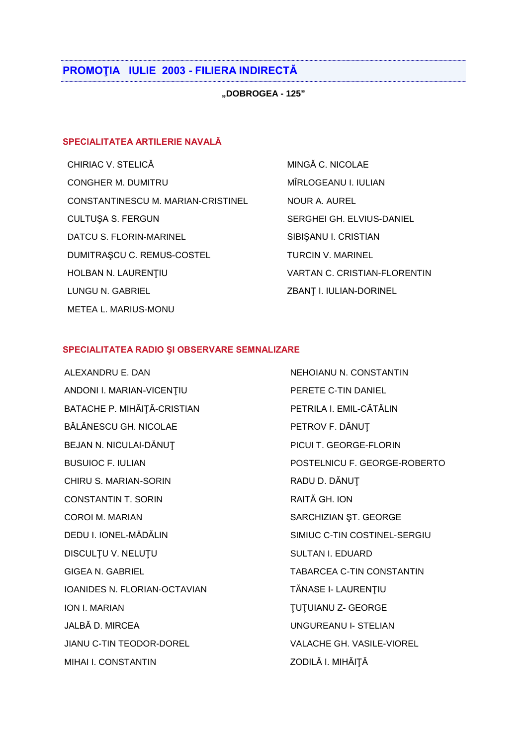## PROMOŢIA IULIE 2003 - FILIERA INDIRECTĂ

**„DOBROGEA - 125"**

### SPECIALITATEA ARTILERIE NAVALĂ

CHIRIAC V. STELICĂ
CONGHER M. DUMITRU
CONSTANTINESCU M. MARIAN-CRISTINEL
CULTUŞA S. FERGUN
DATCU S. FLORIN-MARINEL
DUMITRAŞCU C. REMUS-COSTEL
HOLBAN N. LAURENŢIU
LUNGU N. GABRIEL
METEA L. MARIUS-MONU
MINGĂ C. NICOLAE
MÎRLOGEANU I. IULIAN
NOUR A. AUREL
SERGHEI GH. ELVIUS-DANIEL
SIBIŞANU I. CRISTIAN
TURCIN V. MARINEL
VARTAN C. CRISTIAN-FLORENTIN
ZBANŢ I. IULIAN-DORINEL

### SPECIALITATEA RADIO ŞI OBSERVARE SEMNALIZARE

ALEXANDRU E. DAN
ANDONI I. MARIAN-VICENŢIU
BATACHE P. MIHĂIŢĂ-CRISTIAN
BĂLĂNESCU GH. NICOLAE
BEJAN N. NICULAI-DĂNUŢ
BUSUIOC F. IULIAN
CHIRU S. MARIAN-SORIN
CONSTANTIN T. SORIN
COROI M. MARIAN
DEDU I. IONEL-MĂDĂLIN
DISCULŢU V. NELUŢU
GIGEA N. GABRIEL
IOANIDES N. FLORIAN-OCTAVIAN
ION I. MARIAN
JALBĂ D. MIRCEA
JIANU C-TIN TEODOR-DOREL
MIHAI I. CONSTANTIN
NEHOIANU N. CONSTANTIN
PERETE C-TIN DANIEL
PETRILA I. EMIL-CĂTĂLIN
PETROV F. DĂNUŢ
PICUI T. GEORGE-FLORIN
POSTELNICU F. GEORGE-ROBERTO
RADU D. DĂNUŢ
RAITĂ GH. ION
SARCHIZIAN ŞT. GEORGE
SIMIUC C-TIN COSTINEL-SERGIU
SULTAN I. EDUARD
TABARCEA C-TIN CONSTANTIN
TĂNASE I- LAURENŢIU
ŢUŢUIANU Z- GEORGE
UNGUREANU I- STELIAN
VALACHE GH. VASILE-VIOREL
ZODILĂ I. MIHĂIŢĂ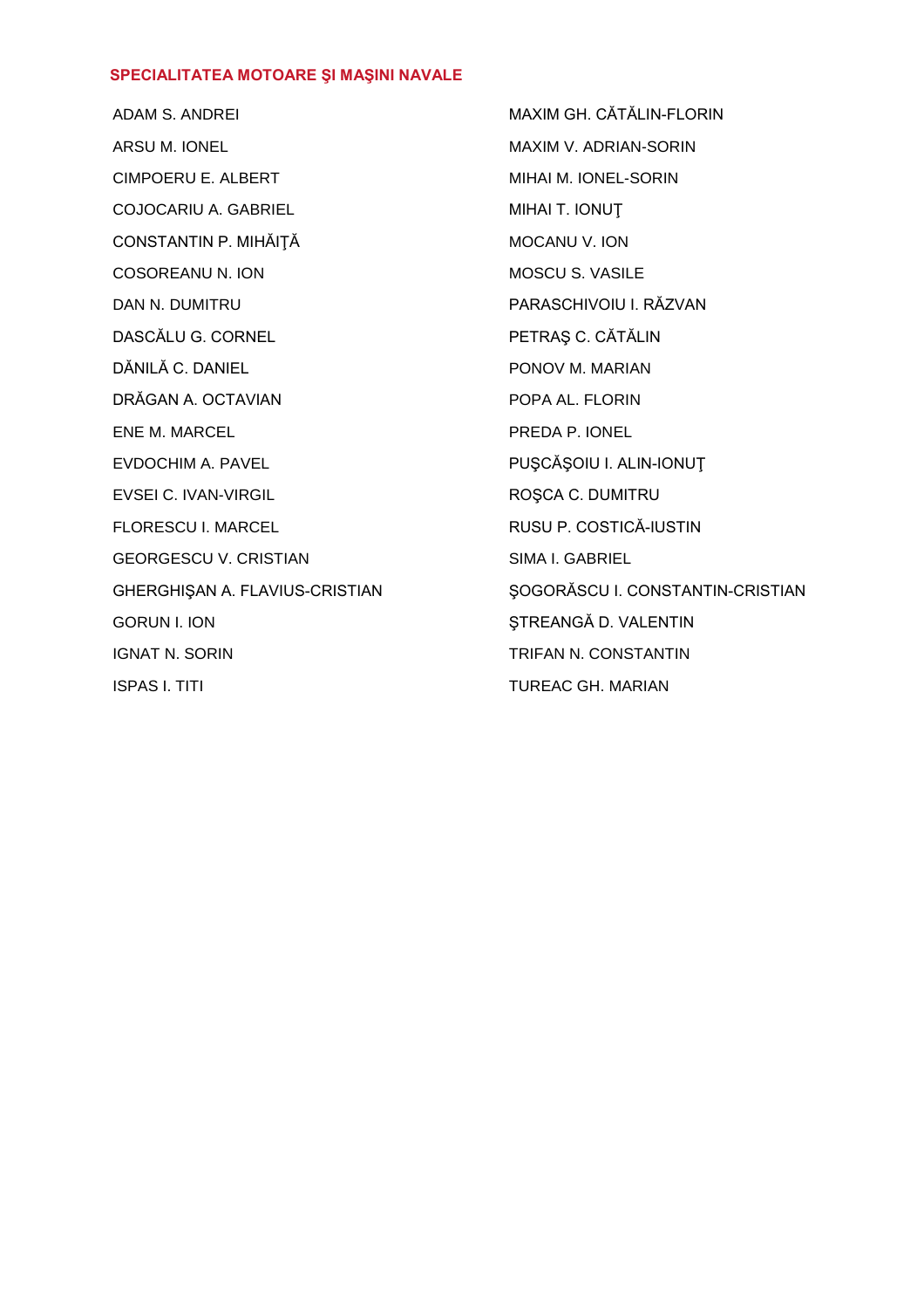### SPECIALITATEA MOTOARE ŞI MAŞINI NAVALE

ADAM S. ANDREI
ARSU M. IONEL
CIMPOERU E. ALBERT
COJOCARIU A. GABRIEL
CONSTANTIN P. MIHĂIŢĂ
COSOREANU N. ION
DAN N. DUMITRU
DASCĂLU G. CORNEL
DĂNILĂ C. DANIEL
DRĂGAN A. OCTAVIAN
ENE M. MARCEL
EVDOCHIM A. PAVEL
EVSEI C. IVAN-VIRGIL
FLORESCU I. MARCEL
GEORGESCU V. CRISTIAN
GHERGHIŞAN A. FLAVIUS-CRISTIAN
GORUN I. ION
IGNAT N. SORIN
ISPAS I. TITI
MAXIM GH. CĂTĂLIN-FLORIN
MAXIM V. ADRIAN-SORIN
MIHAI M. IONEL-SORIN
MIHAI T. IONUŢ
MOCANU V. ION
MOSCU S. VASILE
PARASCHIVOIU I. RĂZVAN
PETRAŞ C. CĂTĂLIN
PONOV M. MARIAN
POPA AL. FLORIN
PREDA P. IONEL
PUŞCĂŞOIU I. ALIN-IONUŢ
ROŞCA C. DUMITRU
RUSU P. COSTICĂ-IUSTIN
SIMA I. GABRIEL
ŞOGORĂSCU I. CONSTANTIN-CRISTIAN
ŞTREANGĂ D. VALENTIN
TRIFAN N. CONSTANTIN
TUREAC GH. MARIAN